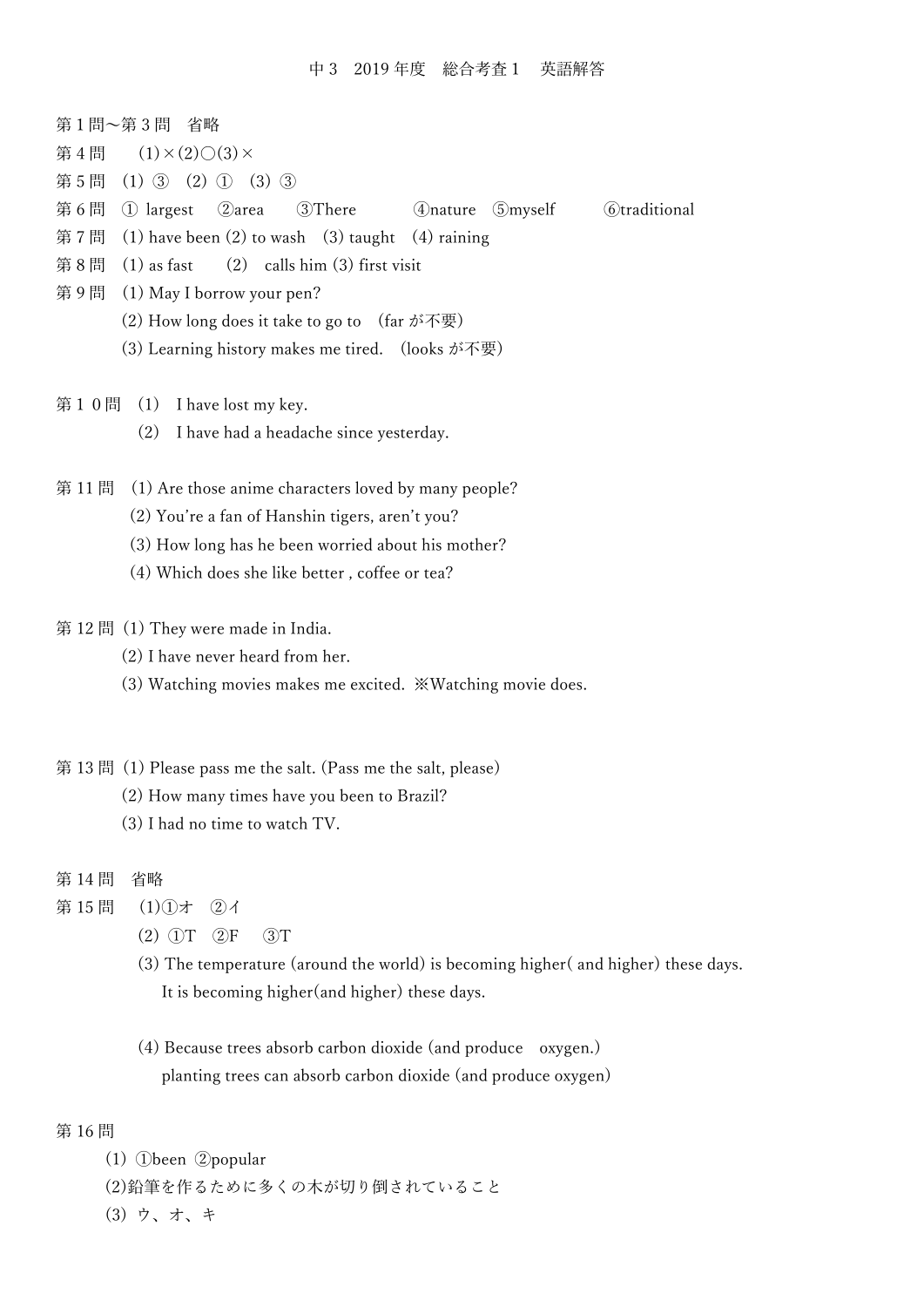# 中3　2019 年度　総合考査 1　英語解答

第 1 問～第 3 問　省略

第 4 問　　(1)×(2)○(3)×

第 5 問　(1) ③　(2) ①　(3) ③

第 6 問　① largest　②area　③There　④nature　⑤myself　⑥traditional

第 7 問　(1) have been (2) to wash　(3) taught　(4) raining

第 8 問　(1) as fast　(2)　calls him (3) first visit

第 9 問　(1) May I borrow your pen?

(2) How long does it take to go to　(far が不要)

(3) Learning history makes me tired.　(looks が不要)

第 1 0 問　(1)　I have lost my key.

(2)　I have had a headache since yesterday.

第 11 問　(1) Are those anime characters loved by many people?

(2) You're a fan of Hanshin tigers, aren't you?

(3) How long has he been worried about his mother?

(4) Which does she like better , coffee or tea?

第 12 問 (1) They were made in India.

(2) I have never heard from her.

(3) Watching movies makes me excited.　※Watching movie does.

第 13 問 (1) Please pass me the salt. (Pass me the salt, please)

(2) How many times have you been to Brazil?

(3) I had no time to watch TV.

第 14 問　省略

第 15 問　(1)①オ　②イ

(2) ①T　②F　③T

(3) The temperature (around the world) is becoming higher( and higher) these days.

It is becoming higher(and higher) these days.

(4) Because trees absorb carbon dioxide (and produce　oxygen.)

planting trees can absorb carbon dioxide (and produce oxygen)

第 16 問

(1) ①been ②popular

(2)鉛筆を作るために多くの木が切り倒されていること

(3) ウ、オ、キ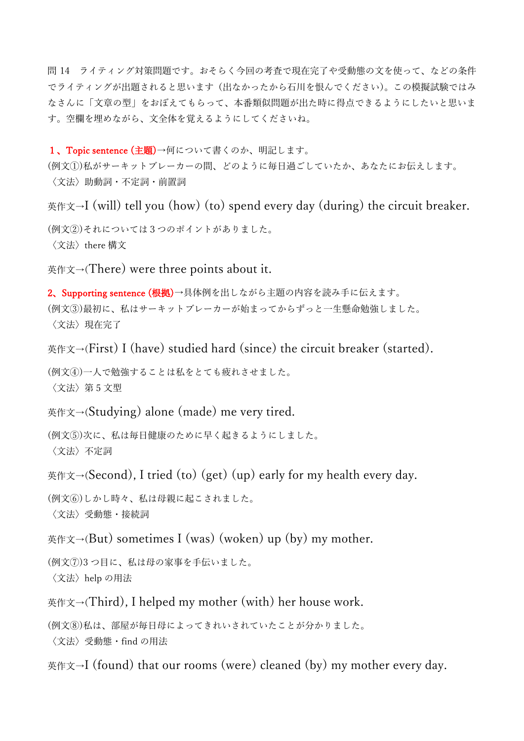問 14　ライティング対策問題です。おそらく今回の考査で現在完了や受動態の文を使って、などの条件でライティングが出題されると思います（出なかったから石川を恨んでください）。この模擬試験ではみなさんに「文章の型」をおぼえてもらって、本番類似問題が出た時に得点できるようにしたいと思います。空欄を埋めながら、文全体を覚えるようにしてくださいね。

**1、Topic sentence (主題)**→何について書くのか、明記します。

(例文①)私がサーキットブレーカーの間、どのように毎日過ごしていたか、あなたにお伝えします。
〈文法〉助動詞・不定詞・前置詞

英作文→I (will) tell you (how) (to) spend every day (during) the circuit breaker.

(例文②)それについては３つのポイントがありました。
〈文法〉there 構文

英作文→(There) were three points about it.

**2、Supporting sentence (根拠)**→具体例を出しながら主題の内容を読み手に伝えます。

(例文③)最初に、私はサーキットブレーカーが始まってからずっと一生懸命勉強しました。
〈文法〉現在完了

英作文→(First) I (have) studied hard (since) the circuit breaker (started).

(例文④)一人で勉強することは私をとても疲れさせました。
〈文法〉第５文型

英作文→(Studying) alone (made) me very tired.

(例文⑤)次に、私は毎日健康のために早く起きるようにしました。
〈文法〉不定詞

英作文→(Second), I tried (to) (get) (up) early for my health every day.

(例文⑥)しかし時々、私は母親に起こされました。
〈文法〉受動態・接続詞

英作文→(But) sometimes I (was) (woken) up (by) my mother.

(例文⑦)3 つ目に、私は母の家事を手伝いました。
〈文法〉help の用法

英作文→(Third), I helped my mother (with) her house work.

(例文⑧)私は、部屋が毎日母によってきれいされていたことが分かりました。
〈文法〉受動態・find の用法

英作文→I (found) that our rooms (were) cleaned (by) my mother every day.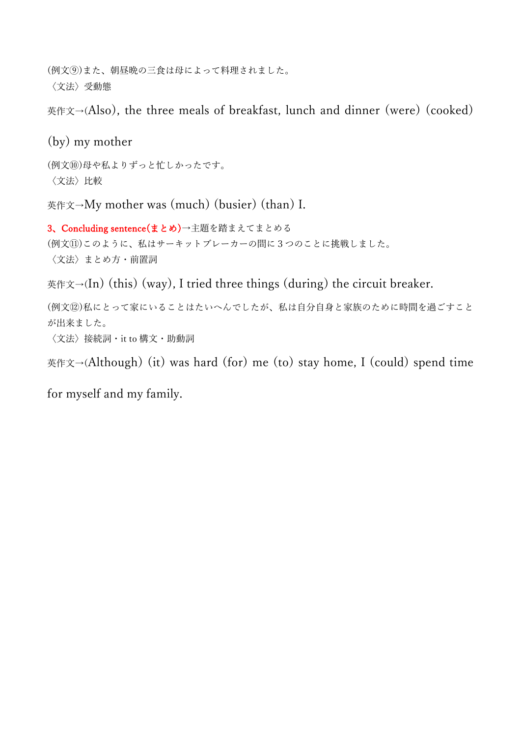(例文⑨)また、朝昼晩の三食は母によって料理されました。
〈文法〉受動態

英作文→(Also), the three meals of breakfast, lunch and dinner (were) (cooked) (by) my mother

(例文⑩)母や私よりずっと忙しかったです。
〈文法〉比較

英作文→My mother was (much) (busier) (than) I.

**3、Concluding sentence(まとめ)**→主題を踏まえてまとめる
(例文⑪)このように、私はサーキットブレーカーの間に３つのことに挑戦しました。
〈文法〉まとめ方・前置詞

英作文→(In) (this) (way), I tried three things (during) the circuit breaker.

(例文⑫)私にとって家にいることはたいへんでしたが、私は自分自身と家族のために時間を過ごすことが出来ました。
〈文法〉接続詞・it to 構文・助動詞

英作文→(Although) (it) was hard (for) me (to) stay home, I (could) spend time for myself and my family.